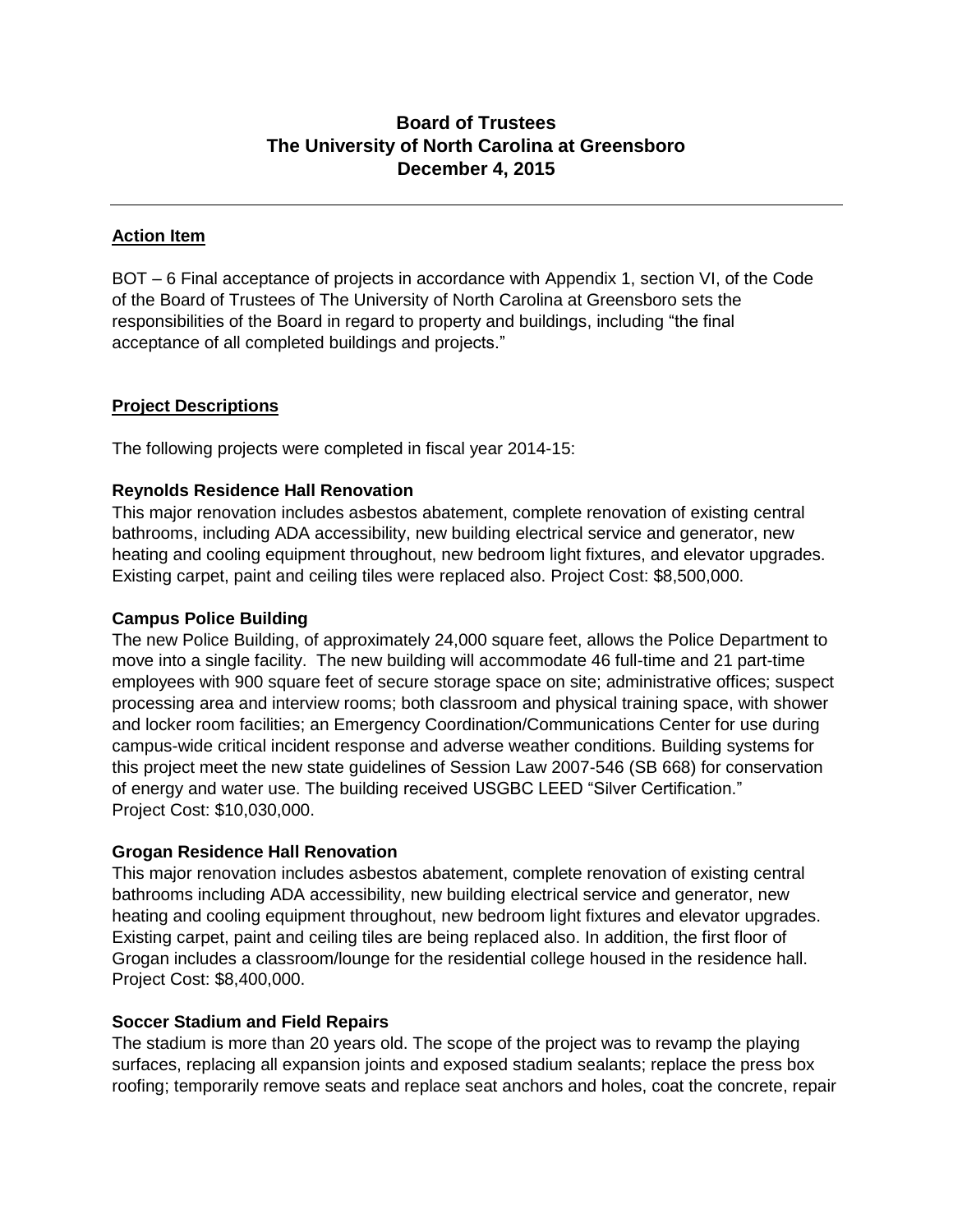# Board of Trustees
# The University of North Carolina at Greensboro
# December 4, 2015

---

## Action Item

BOT – 6 Final acceptance of projects in accordance with Appendix 1, section VI, of the Code of the Board of Trustees of The University of North Carolina at Greensboro sets the responsibilities of the Board in regard to property and buildings, including "the final acceptance of all completed buildings and projects."

## Project Descriptions

The following projects were completed in fiscal year 2014-15:

### Reynolds Residence Hall Renovation

This major renovation includes asbestos abatement, complete renovation of existing central bathrooms, including ADA accessibility, new building electrical service and generator, new heating and cooling equipment throughout, new bedroom light fixtures, and elevator upgrades. Existing carpet, paint and ceiling tiles were replaced also. Project Cost: $8,500,000.

### Campus Police Building

The new Police Building, of approximately 24,000 square feet, allows the Police Department to move into a single facility. The new building will accommodate 46 full-time and 21 part-time employees with 900 square feet of secure storage space on site; administrative offices; suspect processing area and interview rooms; both classroom and physical training space, with shower and locker room facilities; an Emergency Coordination/Communications Center for use during campus-wide critical incident response and adverse weather conditions. Building systems for this project meet the new state guidelines of Session Law 2007-546 (SB 668) for conservation of energy and water use. The building received USGBC LEED "Silver Certification."
Project Cost: $10,030,000.

### Grogan Residence Hall Renovation

This major renovation includes asbestos abatement, complete renovation of existing central bathrooms including ADA accessibility, new building electrical service and generator, new heating and cooling equipment throughout, new bedroom light fixtures and elevator upgrades. Existing carpet, paint and ceiling tiles are being replaced also. In addition, the first floor of Grogan includes a classroom/lounge for the residential college housed in the residence hall.
Project Cost: $8,400,000.

### Soccer Stadium and Field Repairs

The stadium is more than 20 years old. The scope of the project was to revamp the playing surfaces, replacing all expansion joints and exposed stadium sealants; replace the press box roofing; temporarily remove seats and replace seat anchors and holes, coat the concrete, repair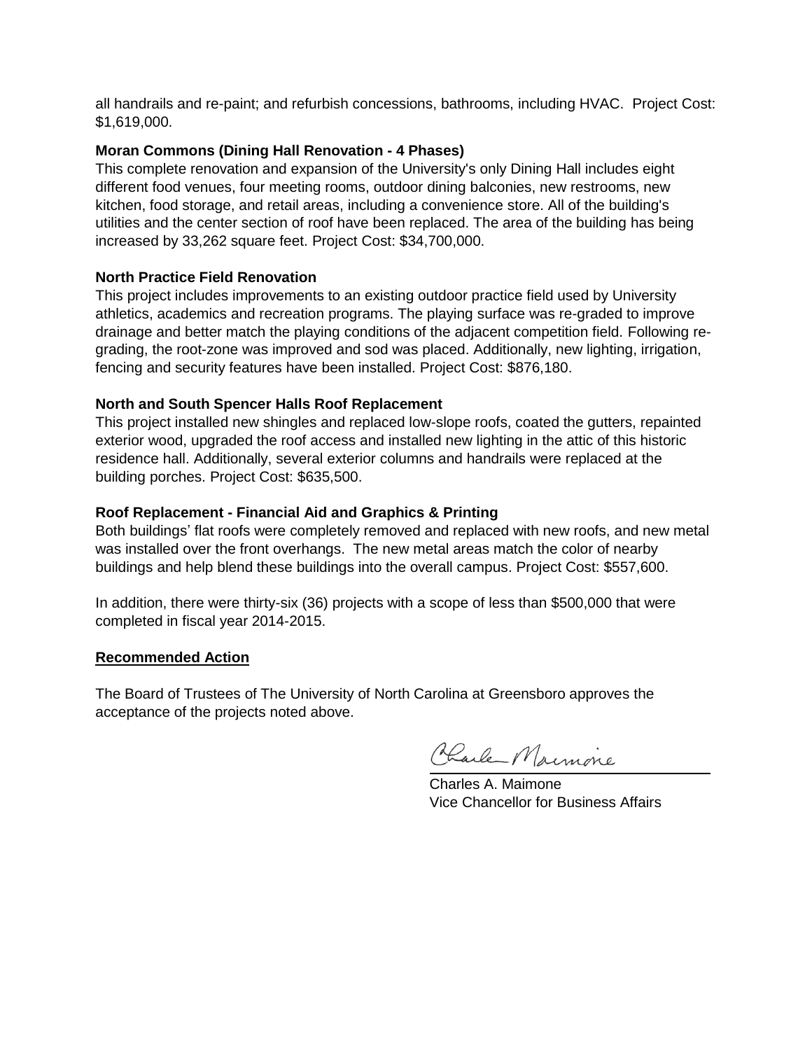all handrails and re-paint; and refurbish concessions, bathrooms, including HVAC. Project Cost: $1,619,000.

**Moran Commons (Dining Hall Renovation - 4 Phases)**

This complete renovation and expansion of the University's only Dining Hall includes eight different food venues, four meeting rooms, outdoor dining balconies, new restrooms, new kitchen, food storage, and retail areas, including a convenience store. All of the building's utilities and the center section of roof have been replaced. The area of the building has being increased by 33,262 square feet. Project Cost: $34,700,000.

**North Practice Field Renovation**

This project includes improvements to an existing outdoor practice field used by University athletics, academics and recreation programs. The playing surface was re-graded to improve drainage and better match the playing conditions of the adjacent competition field. Following re-grading, the root-zone was improved and sod was placed. Additionally, new lighting, irrigation, fencing and security features have been installed. Project Cost: $876,180.

**North and South Spencer Halls Roof Replacement**

This project installed new shingles and replaced low-slope roofs, coated the gutters, repainted exterior wood, upgraded the roof access and installed new lighting in the attic of this historic residence hall. Additionally, several exterior columns and handrails were replaced at the building porches. Project Cost: $635,500.

**Roof Replacement - Financial Aid and Graphics & Printing**

Both buildings' flat roofs were completely removed and replaced with new roofs, and new metal was installed over the front overhangs. The new metal areas match the color of nearby buildings and help blend these buildings into the overall campus. Project Cost: $557,600.

In addition, there were thirty-six (36) projects with a scope of less than $500,000 that were completed in fiscal year 2014-2015.

**Recommended Action**

The Board of Trustees of The University of North Carolina at Greensboro approves the acceptance of the projects noted above.

Charles A. Maimone
Vice Chancellor for Business Affairs